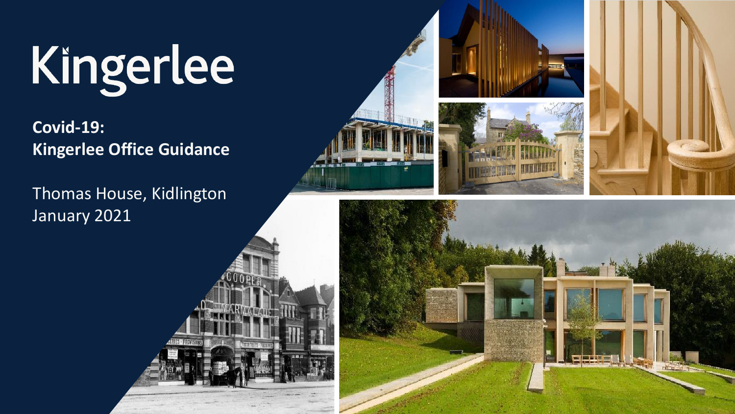# Kingerlee

**Covid-19:**
**Kingerlee Office Guidance**

Thomas House, Kidlington
January 2021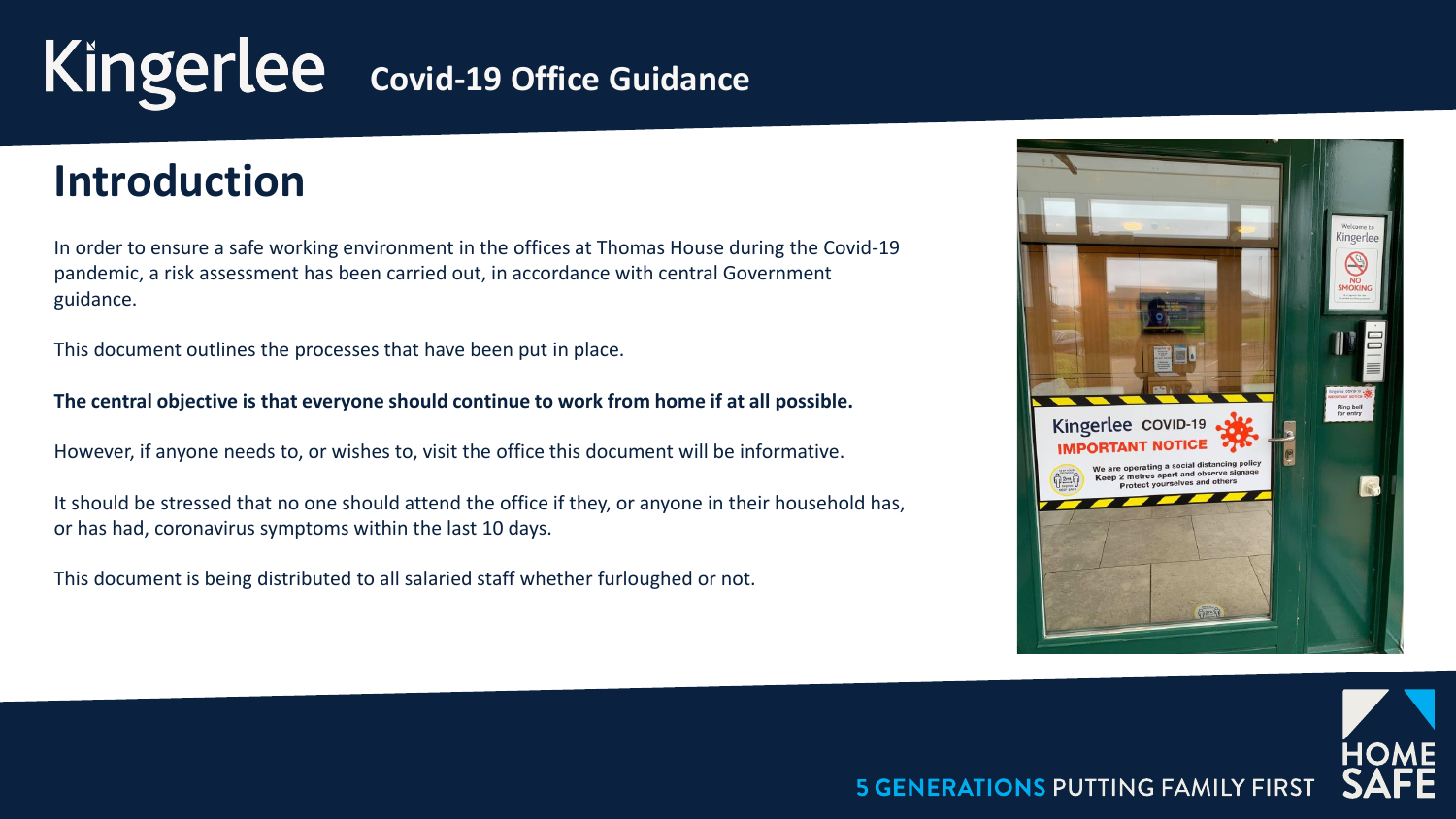# Introduction

In order to ensure a safe working environment in the offices at Thomas House during the Covid-19 pandemic, a risk assessment has been carried out, in accordance with central Government guidance.

This document outlines the processes that have been put in place.

**The central objective is that everyone should continue to work from home if at all possible.**

However, if anyone needs to, or wishes to, visit the office this document will be informative.

It should be stressed that no one should attend the office if they, or anyone in their household has, or has had, coronavirus symptoms within the last 10 days.

This document is being distributed to all salaried staff whether furloughed or not.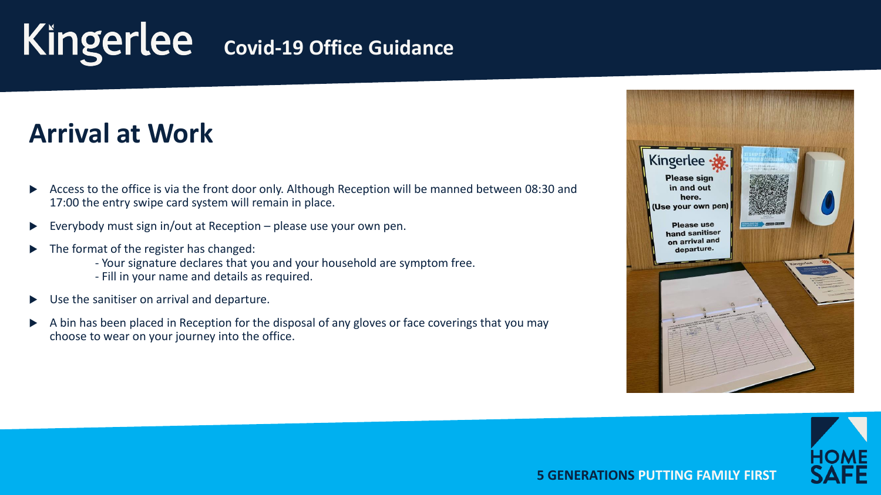# Arrival at Work

- Access to the office is via the front door only. Although Reception will be manned between 08:30 and 17:00 the entry swipe card system will remain in place.
- Everybody must sign in/out at Reception – please use your own pen.
- The format of the register has changed:
  - Your signature declares that you and your household are symptom free.
  - Fill in your name and details as required.
- Use the sanitiser on arrival and departure.
- A bin has been placed in Reception for the disposal of any gloves or face coverings that you may choose to wear on your journey into the office.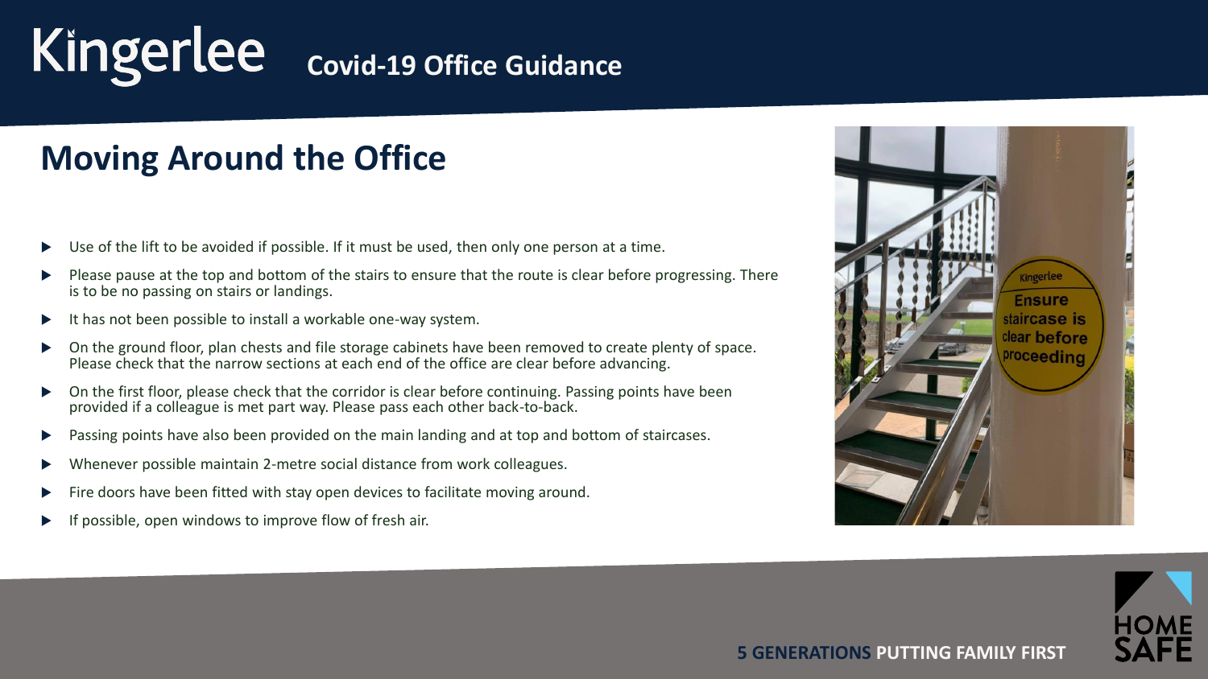# Kingerlee Covid-19 Office Guidance

## Moving Around the Office

- Use of the lift to be avoided if possible. If it must be used, then only one person at a time.
- Please pause at the top and bottom of the stairs to ensure that the route is clear before progressing. There is to be no passing on stairs or landings.
- It has not been possible to install a workable one-way system.
- On the ground floor, plan chests and file storage cabinets have been removed to create plenty of space. Please check that the narrow sections at each end of the office are clear before advancing.
- On the first floor, please check that the corridor is clear before continuing. Passing points have been provided if a colleague is met part way. Please pass each other back-to-back.
- Passing points have also been provided on the main landing and at top and bottom of staircases.
- Whenever possible maintain 2-metre social distance from work colleagues.
- Fire doors have been fitted with stay open devices to facilitate moving around.
- If possible, open windows to improve flow of fresh air.

**5 GENERATIONS PUTTING FAMILY FIRST**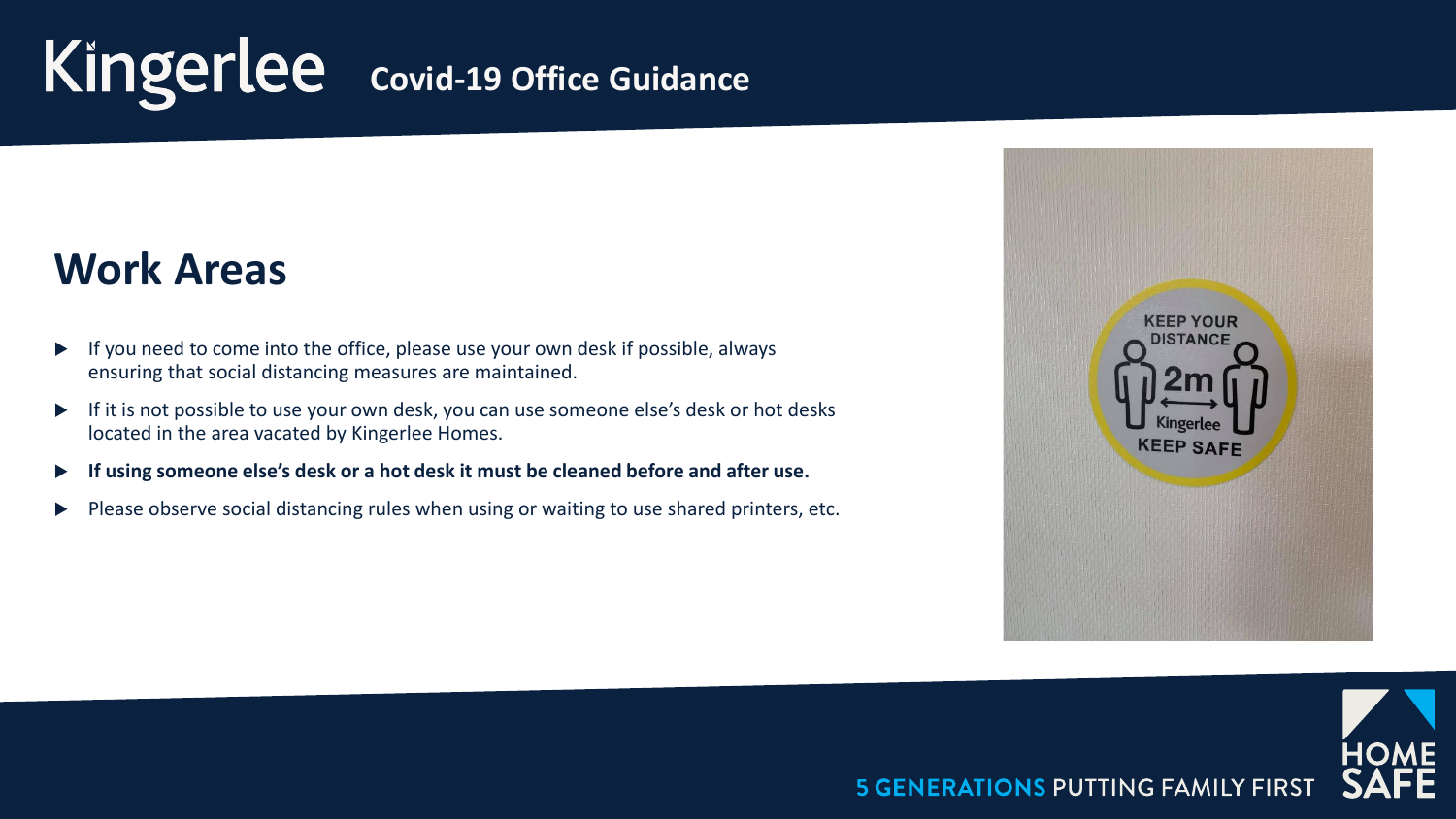# Kingerlee Covid-19 Office Guidance

## Work Areas

- If you need to come into the office, please use your own desk if possible, always ensuring that social distancing measures are maintained.
- If it is not possible to use your own desk, you can use someone else's desk or hot desks located in the area vacated by Kingerlee Homes.
- **If using someone else's desk or a hot desk it must be cleaned before and after use.**
- Please observe social distancing rules when using or waiting to use shared printers, etc.

5 GENERATIONS PUTTING FAMILY FIRST

HOME SAFE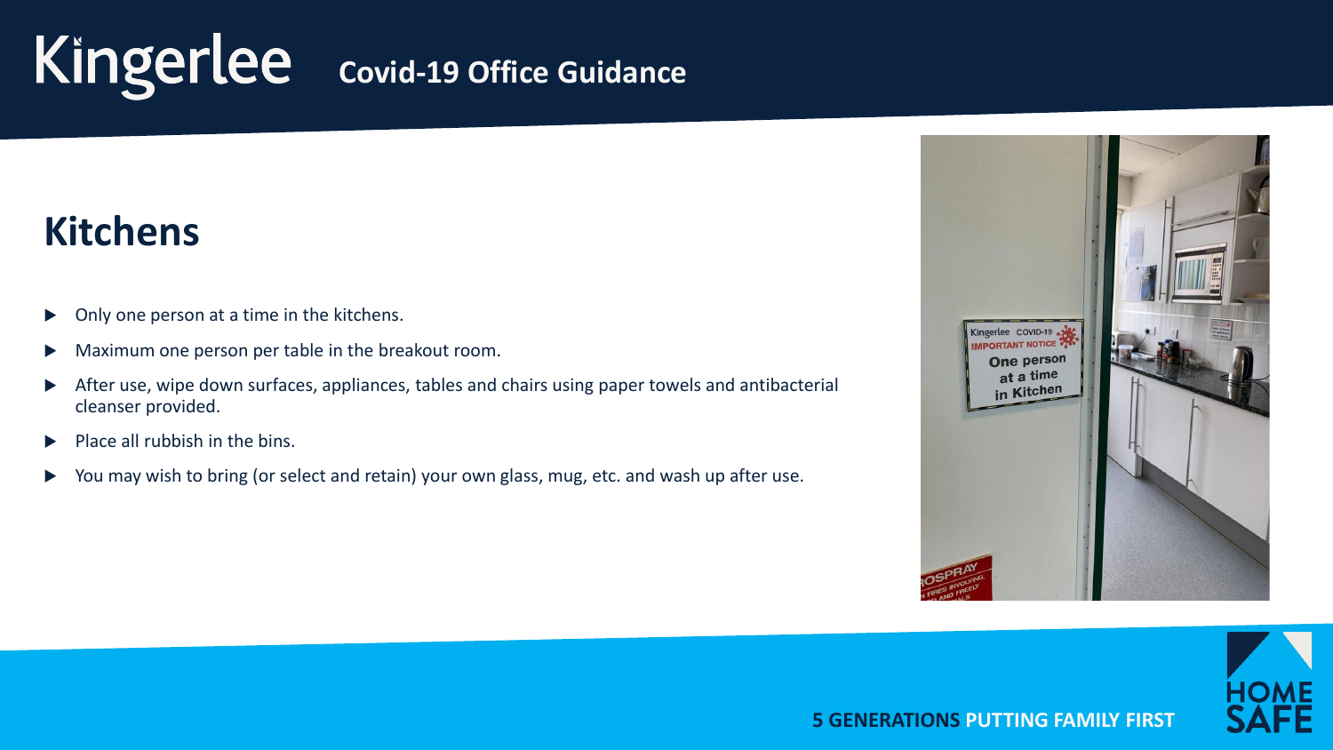# Kingerlee Covid-19 Office Guidance

## Kitchens

- Only one person at a time in the kitchens.
- Maximum one person per table in the breakout room.
- After use, wipe down surfaces, appliances, tables and chairs using paper towels and antibacterial cleanser provided.
- Place all rubbish in the bins.
- You may wish to bring (or select and retain) your own glass, mug, etc. and wash up after use.

**5 GENERATIONS PUTTING FAMILY FIRST**

HOME SAFE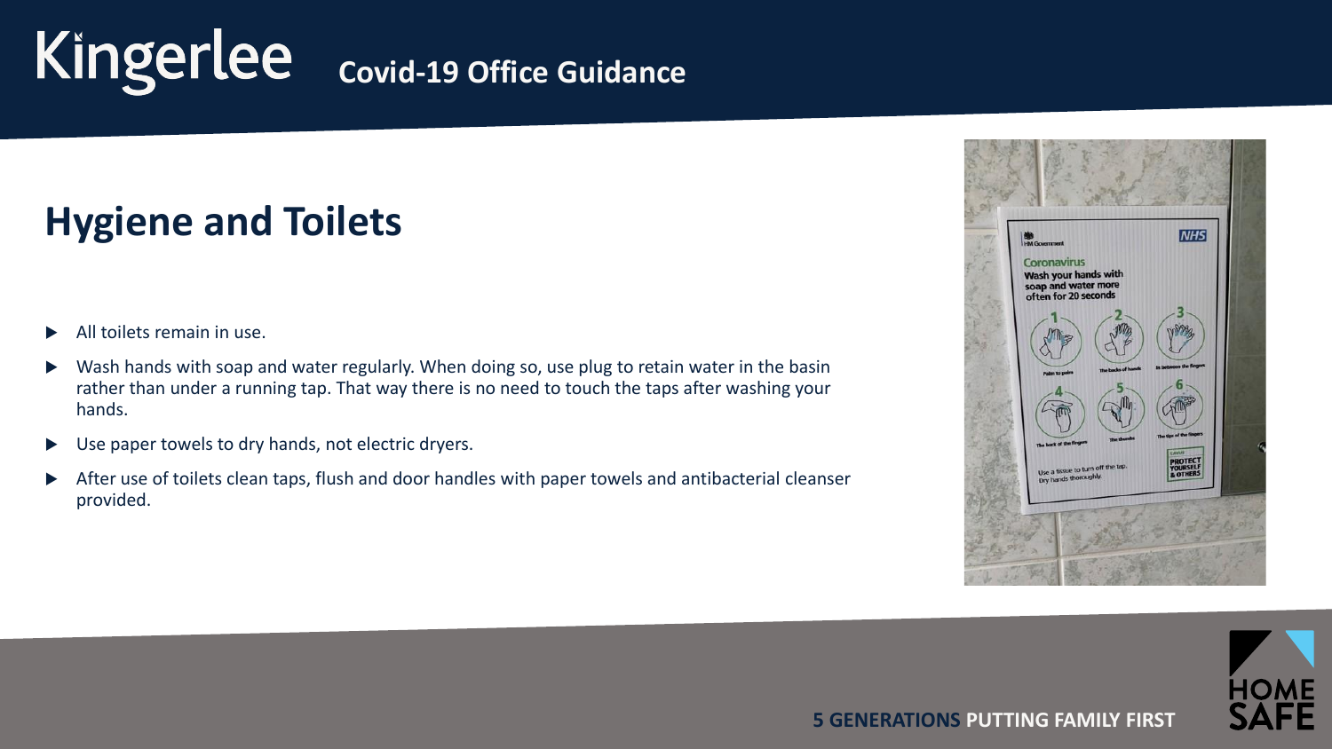# Kingerlee Covid-19 Office Guidance

## Hygiene and Toilets

- All toilets remain in use.
- Wash hands with soap and water regularly. When doing so, use plug to retain water in the basin rather than under a running tap. That way there is no need to touch the taps after washing your hands.
- Use paper towels to dry hands, not electric dryers.
- After use of toilets clean taps, flush and door handles with paper towels and antibacterial cleanser provided.

**5 GENERATIONS PUTTING FAMILY FIRST**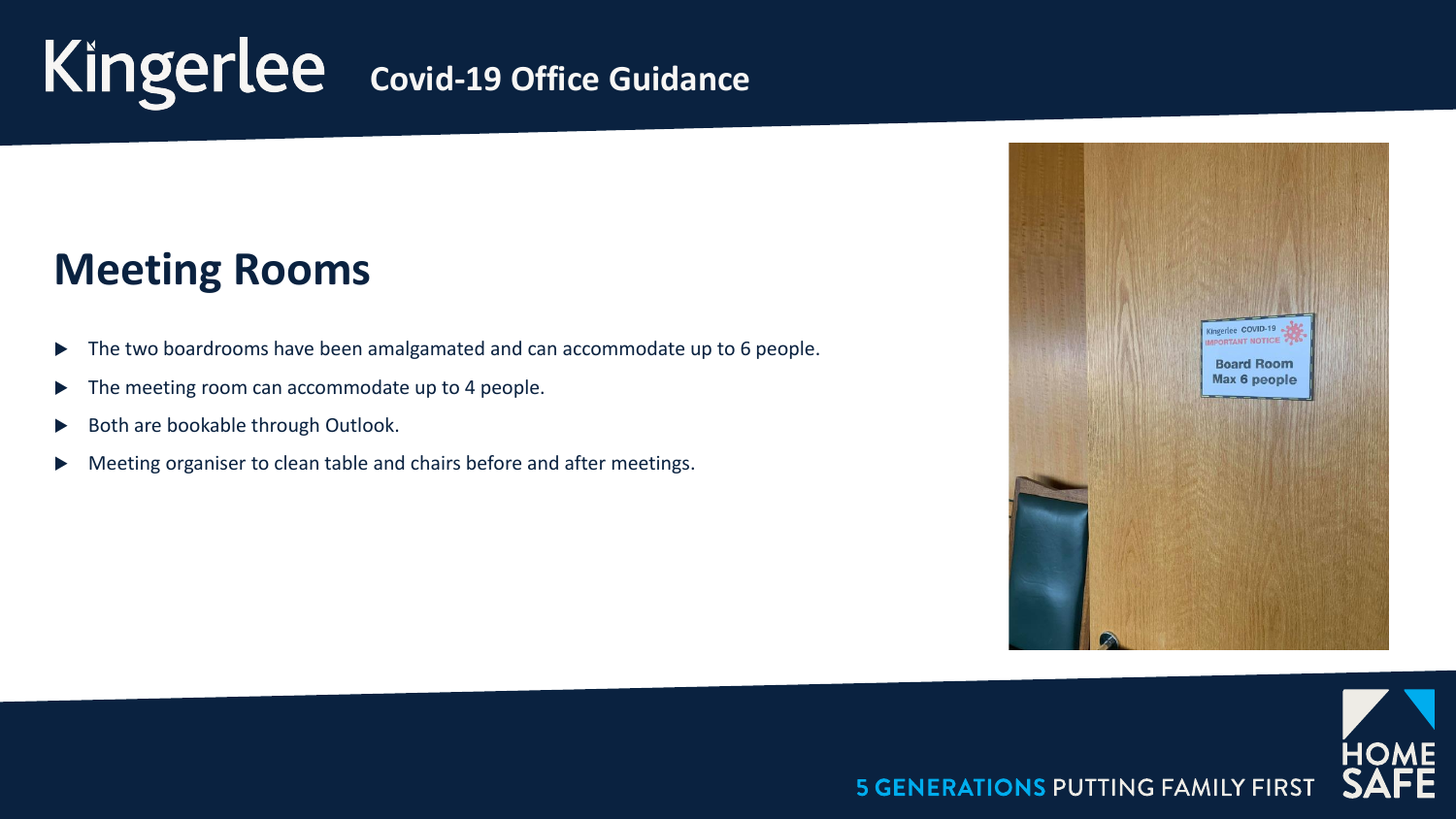# Kingerlee Covid-19 Office Guidance

## Meeting Rooms

- The two boardrooms have been amalgamated and can accommodate up to 6 people.
- The meeting room can accommodate up to 4 people.
- Both are bookable through Outlook.
- Meeting organiser to clean table and chairs before and after meetings.

**5 GENERATIONS** PUTTING FAMILY FIRST

HOME SAFE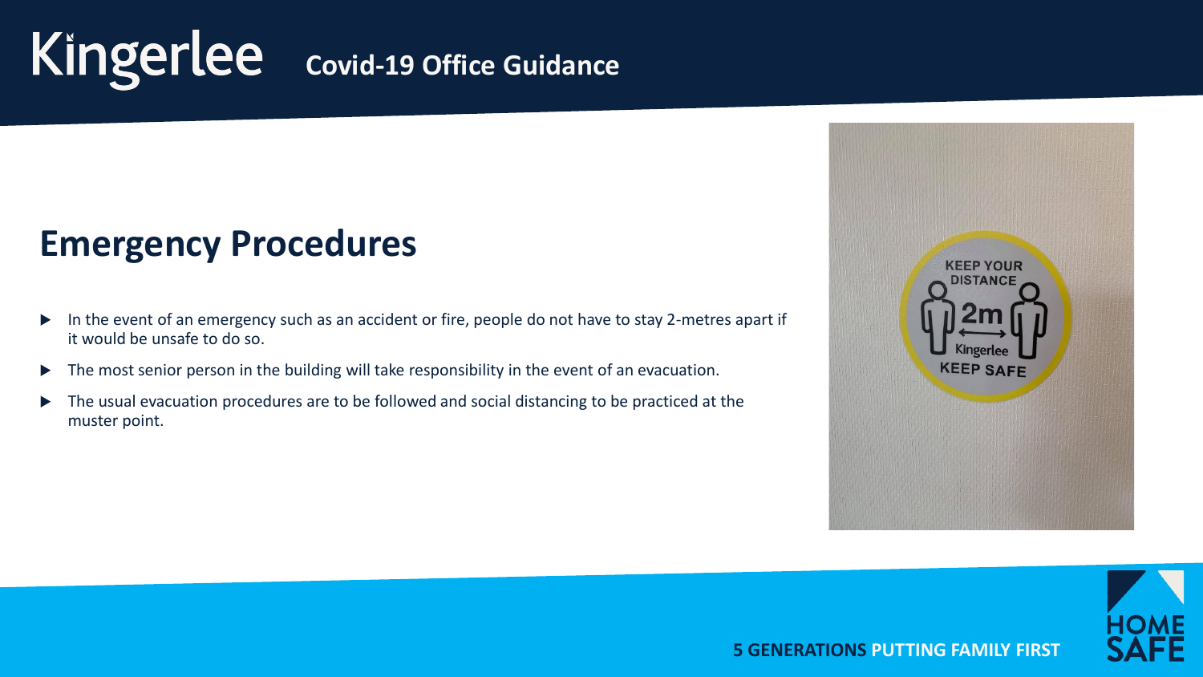## Emergency Procedures

- In the event of an emergency such as an accident or fire, people do not have to stay 2-metres apart if it would be unsafe to do so.
- The most senior person in the building will take responsibility in the event of an evacuation.
- The usual evacuation procedures are to be followed and social distancing to be practiced at the muster point.